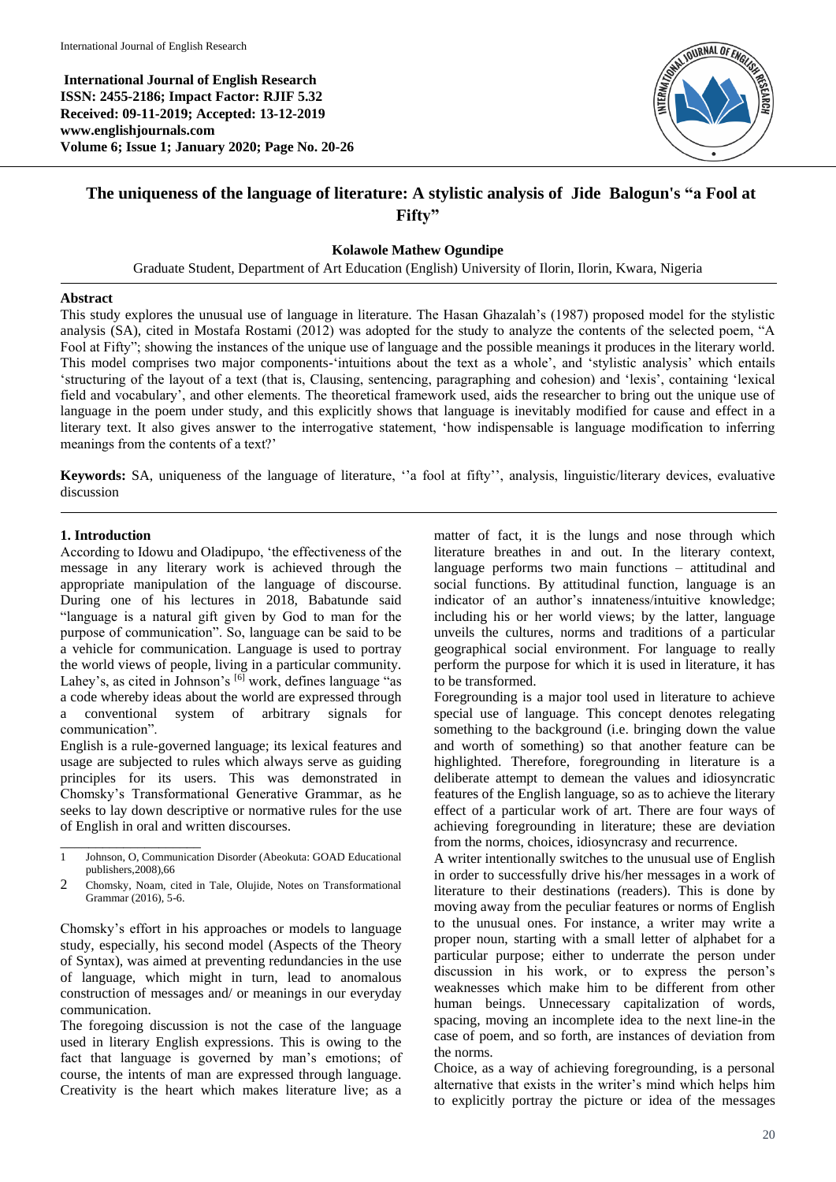**International Journal of English Research**
**ISSN: 2455-2186; Impact Factor: RJIF 5.32**
**Received: 09-11-2019; Accepted: 13-12-2019**
**www.englishjournals.com**
**Volume 6; Issue 1; January 2020; Page No. 20-26**

# The uniqueness of the language of literature: A stylistic analysis of Jide Balogun's "a Fool at Fifty"

**Kolawole Mathew Ogundipe**

Graduate Student, Department of Art Education (English) University of Ilorin, Ilorin, Kwara, Nigeria

**Abstract**

This study explores the unusual use of language in literature. The Hasan Ghazalah's (1987) proposed model for the stylistic analysis (SA), cited in Mostafa Rostami (2012) was adopted for the study to analyze the contents of the selected poem, "A Fool at Fifty"; showing the instances of the unique use of language and the possible meanings it produces in the literary world. This model comprises two major components-'intuitions about the text as a whole', and 'stylistic analysis' which entails 'structuring of the layout of a text (that is, Clausing, sentencing, paragraphing and cohesion) and 'lexis', containing 'lexical field and vocabulary', and other elements. The theoretical framework used, aids the researcher to bring out the unique use of language in the poem under study, and this explicitly shows that language is inevitably modified for cause and effect in a literary text. It also gives answer to the interrogative statement, 'how indispensable is language modification to inferring meanings from the contents of a text?'

**Keywords:** SA, uniqueness of the language of literature, ''a fool at fifty'', analysis, linguistic/literary devices, evaluative discussion

## 1. Introduction

According to Idowu and Oladipupo, 'the effectiveness of the message in any literary work is achieved through the appropriate manipulation of the language of discourse. During one of his lectures in 2018, Babatunde said "language is a natural gift given by God to man for the purpose of communication". So, language can be said to be a vehicle for communication. Language is used to portray the world views of people, living in a particular community. Lahey's, as cited in Johnson's [6] work, defines language "as a code whereby ideas about the world are expressed through a conventional system of arbitrary signals for communication".

English is a rule-governed language; its lexical features and usage are subjected to rules which always serve as guiding principles for its users. This was demonstrated in Chomsky's Transformational Generative Grammar, as he seeks to lay down descriptive or normative rules for the use of English in oral and written discourses.

Chomsky's effort in his approaches or models to language study, especially, his second model (Aspects of the Theory of Syntax), was aimed at preventing redundancies in the use of language, which might in turn, lead to anomalous construction of messages and/ or meanings in our everyday communication.

The foregoing discussion is not the case of the language used in literary English expressions. This is owing to the fact that language is governed by man's emotions; of course, the intents of man are expressed through language. Creativity is the heart which makes literature live; as a matter of fact, it is the lungs and nose through which literature breathes in and out. In the literary context, language performs two main functions – attitudinal and social functions. By attitudinal function, language is an indicator of an author's innateness/intuitive knowledge; including his or her world views; by the latter, language unveils the cultures, norms and traditions of a particular geographical social environment. For language to really perform the purpose for which it is used in literature, it has to be transformed.

Foregrounding is a major tool used in literature to achieve special use of language. This concept denotes relegating something to the background (i.e. bringing down the value and worth of something) so that another feature can be highlighted. Therefore, foregrounding in literature is a deliberate attempt to demean the values and idiosyncratic features of the English language, so as to achieve the literary effect of a particular work of art. There are four ways of achieving foregrounding in literature; these are deviation from the norms, choices, idiosyncrasy and recurrence.

A writer intentionally switches to the unusual use of English in order to successfully drive his/her messages in a work of literature to their destinations (readers). This is done by moving away from the peculiar features or norms of English to the unusual ones. For instance, a writer may write a proper noun, starting with a small letter of alphabet for a particular purpose; either to underrate the person under discussion in his work, or to express the person's weaknesses which make him to be different from other human beings. Unnecessary capitalization of words, spacing, moving an incomplete idea to the next line-in the case of poem, and so forth, are instances of deviation from the norms.

Choice, as a way of achieving foregrounding, is a personal alternative that exists in the writer's mind which helps him to explicitly portray the picture or idea of the messages

---

1 Johnson, O, Communication Disorder (Abeokuta: GOAD Educational publishers,2008),66

2 Chomsky, Noam, cited in Tale, Olujide, Notes on Transformational Grammar (2016), 5-6.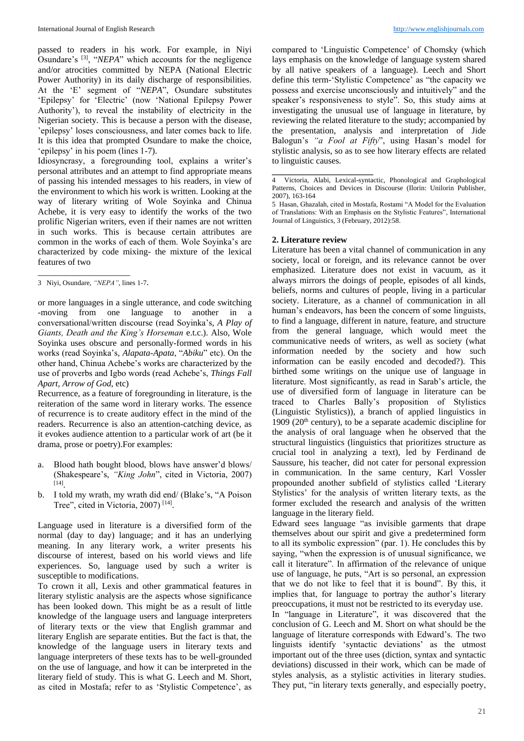passed to readers in his work. For example, in Niyi Osundare's [3], "*NEPA*" which accounts for the negligence and/or atrocities committed by NEPA (National Electric Power Authority) in its daily discharge of responsibilities. At the 'E' segment of "*NEPA*", Osundare substitutes 'Epilepsy' for 'Electric' (now 'National Epilepsy Power Authority'), to reveal the instability of electricity in the Nigerian society. This is because a person with the disease, 'epilepsy' loses consciousness, and later comes back to life. It is this idea that prompted Osundare to make the choice, 'epilepsy' in his poem (lines 1-7).

Idiosyncrasy, a foregrounding tool, explains a writer's personal attributes and an attempt to find appropriate means of passing his intended messages to his readers, in view of the environment to which his work is written. Looking at the way of literary writing of Wole Soyinka and Chinua Achebe, it is very easy to identify the works of the two prolific Nigerian writers, even if their names are not written in such works. This is because certain attributes are common in the works of each of them. Wole Soyinka's are characterized by code mixing- the mixture of the lexical features of two or more languages in a single utterance, and code switching -moving from one language to another in a conversational/written discourse (read Soyinka's, *A Play of Giants, Death and the King's Horseman* e.t.c.). Also, Wole Soyinka uses obscure and personally-formed words in his works (read Soyinka's, *Alapata-Apata*, "*Abiku*" etc). On the other hand, Chinua Achebe's works are characterized by the use of proverbs and Igbo words (read Achebe's, *Things Fall Apart, Arrow of God*, etc)

Recurrence, as a feature of foregrounding in literature, is the reiteration of the same word in literary works. The essence of recurrence is to create auditory effect in the mind of the readers. Recurrence is also an attention-catching device, as it evokes audience attention to a particular work of art (be it drama, prose or poetry).For examples:

a. Blood hath bought blood, blows have answer'd blows/ (Shakespeare's, *"King John*", cited in Victoria, 2007) [14].
b. I told my wrath, my wrath did end/ (Blake's, "A Poison Tree", cited in Victoria, 2007) [14].

Language used in literature is a diversified form of the normal (day to day) language; and it has an underlying meaning. In any literary work, a writer presents his discourse of interest, based on his world views and life experiences. So, language used by such a writer is susceptible to modifications.

To crown it all, Lexis and other grammatical features in literary stylistic analysis are the aspects whose significance has been looked down. This might be as a result of little knowledge of the language users and language interpreters of literary texts or the view that English grammar and literary English are separate entities. But the fact is that, the knowledge of the language users in literary texts and language interpreters of these texts has to be well-grounded on the use of language, and how it can be interpreted in the literary field of study. This is what G. Leech and M. Short, as cited in Mostafa; refer to as 'Stylistic Competence', as compared to 'Linguistic Competence' of Chomsky (which lays emphasis on the knowledge of language system shared by all native speakers of a language). Leech and Short define this term-'Stylistic Competence' as "the capacity we possess and exercise unconsciously and intuitively" and the speaker's responsiveness to style". So, this study aims at investigating the unusual use of language in literature, by reviewing the related literature to the study; accompanied by the presentation, analysis and interpretation of Jide Balogun's *"a Fool at Fifty*", using Hasan's model for stylistic analysis, so as to see how literary effects are related to linguistic causes.

3 Niyi, Osundare, *"NEPA"*, lines 1-7.

4 Victoria, Alabi, Lexical-syntactic, Phonological and Graphological Patterns, Choices and Devices in Discourse (Ilorin: Unilorin Publisher, 2007), 163-164

5 Hasan, Ghazalah, cited in Mostafa, Rostami "A Model for the Evaluation of Translations: With an Emphasis on the Stylistic Features", International Journal of Linguistics, 3 (February, 2012):58.

## 2. Literature review

Literature has been a vital channel of communication in any society, local or foreign, and its relevance cannot be over emphasized. Literature does not exist in vacuum, as it always mirrors the doings of people, episodes of all kinds, beliefs, norms and cultures of people, living in a particular society. Literature, as a channel of communication in all human's endeavors, has been the concern of some linguists, to find a language, different in nature, feature, and structure from the general language, which would meet the communicative needs of writers, as well as society (what information needed by the society and how such information can be easily encoded and decoded?). This birthed some writings on the unique use of language in literature. Most significantly, as read in Sarab's article, the use of diversified form of language in literature can be traced to Charles Bally's proposition of Stylistics (Linguistic Stylistics)), a branch of applied linguistics in 1909 (20th century), to be a separate academic discipline for the analysis of oral language when he observed that the structural linguistics (linguistics that prioritizes structure as crucial tool in analyzing a text), led by Ferdinand de Saussure, his teacher, did not cater for personal expression in communication. In the same century, Karl Vossler propounded another subfield of stylistics called 'Literary Stylistics' for the analysis of written literary texts, as the former excluded the research and analysis of the written language in the literary field.

Edward sees language "as invisible garments that drape themselves about our spirit and give a predetermined form to all its symbolic expression" (par. 1). He concludes this by saying, "when the expression is of unusual significance, we call it literature". In affirmation of the relevance of unique use of language, he puts, "Art is so personal, an expression that we do not like to feel that it is bound". By this, it implies that, for language to portray the author's literary preoccupations, it must not be restricted to its everyday use.

In "language in Literature", it was discovered that the conclusion of G. Leech and M. Short on what should be the language of literature corresponds with Edward's. The two linguists identify 'syntactic deviations' as the utmost important out of the three uses (diction, syntax and syntactic deviations) discussed in their work, which can be made of styles analysis, as a stylistic activities in literary studies. They put, "in literary texts generally, and especially poetry,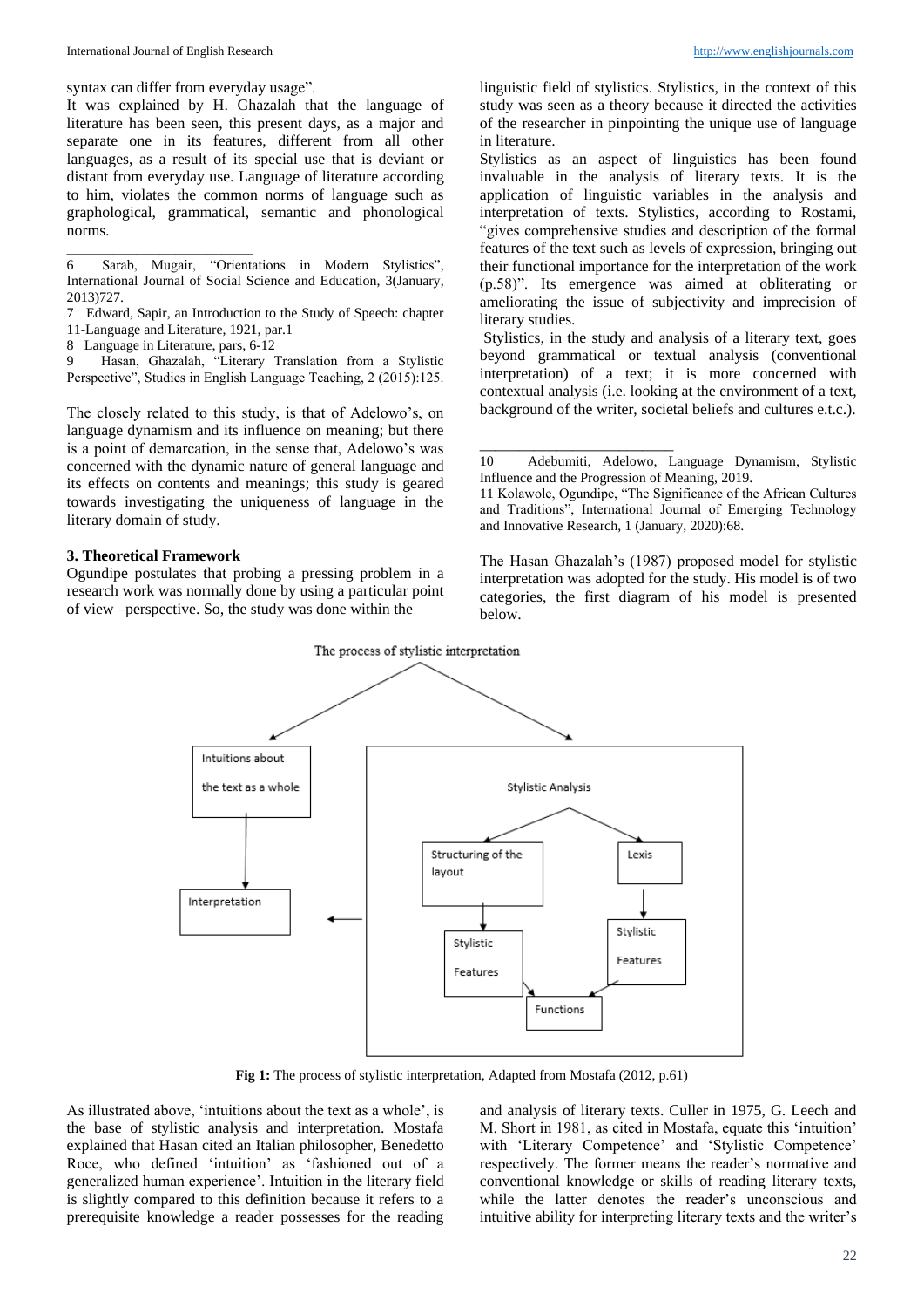syntax can differ from everyday usage".

It was explained by H. Ghazalah that the language of literature has been seen, this present days, as a major and separate one in its features, different from all other languages, as a result of its special use that is deviant or distant from everyday use. Language of literature according to him, violates the common norms of language such as graphological, grammatical, semantic and phonological norms.

6 Sarab, Mugair, "Orientations in Modern Stylistics", International Journal of Social Science and Education, 3(January, 2013)727.

7 Edward, Sapir, an Introduction to the Study of Speech: chapter 11-Language and Literature, 1921, par.1

8 Language in Literature, pars, 6-12

9 Hasan, Ghazalah, "Literary Translation from a Stylistic Perspective", Studies in English Language Teaching, 2 (2015):125.

The closely related to this study, is that of Adelowo's, on language dynamism and its influence on meaning; but there is a point of demarcation, in the sense that, Adelowo's was concerned with the dynamic nature of general language and its effects on contents and meanings; this study is geared towards investigating the uniqueness of language in the literary domain of study.

### 3. Theoretical Framework

Ogundipe postulates that probing a pressing problem in a research work was normally done by using a particular point of view –perspective. So, the study was done within the linguistic field of stylistics. Stylistics, in the context of this study was seen as a theory because it directed the activities of the researcher in pinpointing the unique use of language in literature.

Stylistics as an aspect of linguistics has been found invaluable in the analysis of literary texts. It is the application of linguistic variables in the analysis and interpretation of texts. Stylistics, according to Rostami, "gives comprehensive studies and description of the formal features of the text such as levels of expression, bringing out their functional importance for the interpretation of the work (p.58)". Its emergence was aimed at obliterating or ameliorating the issue of subjectivity and imprecision of literary studies.

Stylistics, in the study and analysis of a literary text, goes beyond grammatical or textual analysis (conventional interpretation) of a text; it is more concerned with contextual analysis (i.e. looking at the environment of a text, background of the writer, societal beliefs and cultures e.t.c.).

10 Adebumiti, Adelowo, Language Dynamism, Stylistic Influence and the Progression of Meaning, 2019.

11 Kolawole, Ogundipe, "The Significance of the African Cultures and Traditions", International Journal of Emerging Technology and Innovative Research, 1 (January, 2020):68.

The Hasan Ghazalah's (1987) proposed model for stylistic interpretation was adopted for the study. His model is of two categories, the first diagram of his model is presented below.

The process of stylistic interpretation

Intuitions about the text as a whole → Interpretation

Stylistic Analysis: Structuring of the layout → Stylistic Features → Functions; Lexis → Stylistic Features → Functions

**Fig 1:** The process of stylistic interpretation, Adapted from Mostafa (2012, p.61)

As illustrated above, 'intuitions about the text as a whole', is the base of stylistic analysis and interpretation. Mostafa explained that Hasan cited an Italian philosopher, Benedetto Roce, who defined 'intuition' as 'fashioned out of a generalized human experience'. Intuition in the literary field is slightly compared to this definition because it refers to a prerequisite knowledge a reader possesses for the reading and analysis of literary texts. Culler in 1975, G. Leech and M. Short in 1981, as cited in Mostafa, equate this 'intuition' with 'Literary Competence' and 'Stylistic Competence' respectively. The former means the reader's normative and conventional knowledge or skills of reading literary texts, while the latter denotes the reader's unconscious and intuitive ability for interpreting literary texts and the writer's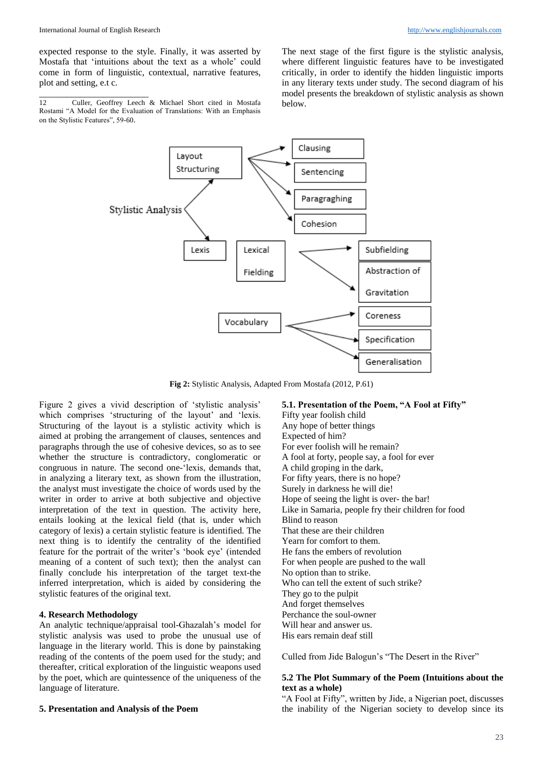expected response to the style. Finally, it was asserted by Mostafa that 'intuitions about the text as a whole' could come in form of linguistic, contextual, narrative features, plot and setting, e.t c.

12 Culler, Geoffrey Leech & Michael Short cited in Mostafa Rostami "A Model for the Evaluation of Translations: With an Emphasis on the Stylistic Features", 59-60.

The next stage of the first figure is the stylistic analysis, where different linguistic features have to be investigated critically, in order to identify the hidden linguistic imports in any literary texts under study. The second diagram of his model presents the breakdown of stylistic analysis as shown below.

Stylistic Analysis → Layout Structuring → Clausing; Sentencing; Paragraghing; Cohesion

Stylistic Analysis → Lexis; Lexical Fielding → Subfielding; Abstraction of Gravitation

Vocabulary → Coreness; Specification; Generalisation

**Fig 2:** Stylistic Analysis, Adapted From Mostafa (2012, P.61)

Figure 2 gives a vivid description of 'stylistic analysis' which comprises 'structuring of the layout' and 'lexis. Structuring of the layout is a stylistic activity which is aimed at probing the arrangement of clauses, sentences and paragraphs through the use of cohesive devices, so as to see whether the structure is contradictory, conglomeratic or congruous in nature. The second one-'lexis, demands that, in analyzing a literary text, as shown from the illustration, the analyst must investigate the choice of words used by the writer in order to arrive at both subjective and objective interpretation of the text in question. The activity here, entails looking at the lexical field (that is, under which category of lexis) a certain stylistic feature is identified. The next thing is to identify the centrality of the identified feature for the portrait of the writer's 'book eye' (intended meaning of a content of such text); then the analyst can finally conclude his interpretation of the target text-the inferred interpretation, which is aided by considering the stylistic features of the original text.

## 4. Research Methodology

An analytic technique/appraisal tool-Ghazalah's model for stylistic analysis was used to probe the unusual use of language in the literary world. This is done by painstaking reading of the contents of the poem used for the study; and thereafter, critical exploration of the linguistic weapons used by the poet, which are quintessence of the uniqueness of the language of literature.

## 5. Presentation and Analysis of the Poem

### 5.1. Presentation of the Poem, "A Fool at Fifty"

Fifty year foolish child
Any hope of better things
Expected of him?
For ever foolish will he remain?
A fool at forty, people say, a fool for ever
A child groping in the dark,
For fifty years, there is no hope?
Surely in darkness he will die!
Hope of seeing the light is over- the bar!
Like in Samaria, people fry their children for food
Blind to reason
That these are their children
Yearn for comfort to them.
He fans the embers of revolution
For when people are pushed to the wall
No option than to strike.
Who can tell the extent of such strike?
They go to the pulpit
And forget themselves
Perchance the soul-owner
Will hear and answer us.
His ears remain deaf still

Culled from Jide Balogun's "The Desert in the River"

### 5.2 The Plot Summary of the Poem (Intuitions about the text as a whole)

"A Fool at Fifty", written by Jide, a Nigerian poet, discusses the inability of the Nigerian society to develop since its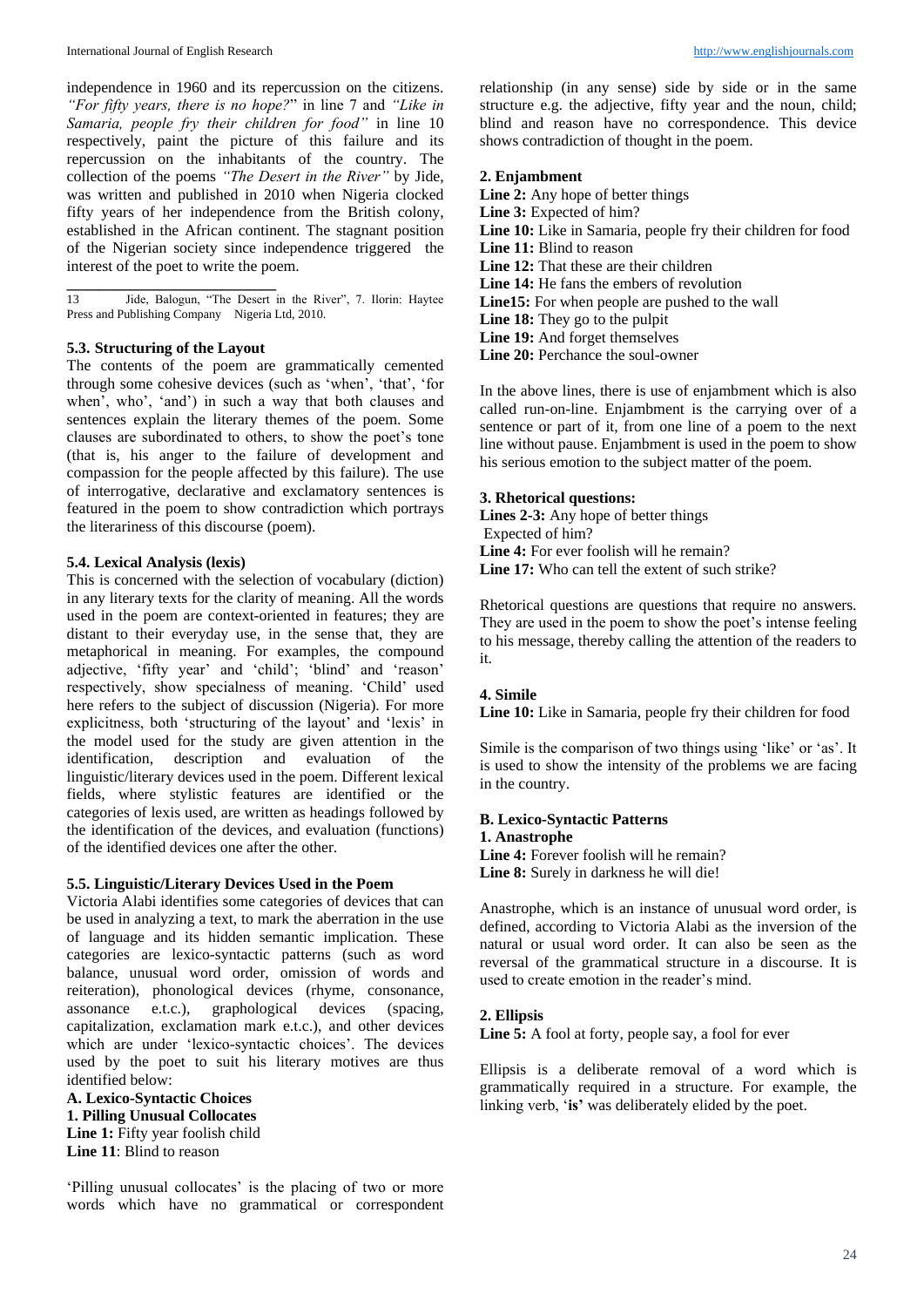independence in 1960 and its repercussion on the citizens. *"For fifty years, there is no hope?"* in line 7 and *"Like in Samaria, people fry their children for food"* in line 10 respectively, paint the picture of this failure and its repercussion on the inhabitants of the country. The collection of the poems *"The Desert in the River"* by Jide, was written and published in 2010 when Nigeria clocked fifty years of her independence from the British colony, established in the African continent. The stagnant position of the Nigerian society since independence triggered the interest of the poet to write the poem.

13 Jide, Balogun, "The Desert in the River", 7. Ilorin: Haytee Press and Publishing Company Nigeria Ltd, 2010.

### 5.3. Structuring of the Layout

The contents of the poem are grammatically cemented through some cohesive devices (such as 'when', 'that', 'for when', who', 'and') in such a way that both clauses and sentences explain the literary themes of the poem. Some clauses are subordinated to others, to show the poet's tone (that is, his anger to the failure of development and compassion for the people affected by this failure). The use of interrogative, declarative and exclamatory sentences is featured in the poem to show contradiction which portrays the literariness of this discourse (poem).

### 5.4. Lexical Analysis (lexis)

This is concerned with the selection of vocabulary (diction) in any literary texts for the clarity of meaning. All the words used in the poem are context-oriented in features; they are distant to their everyday use, in the sense that, they are metaphorical in meaning. For examples, the compound adjective, 'fifty year' and 'child'; 'blind' and 'reason' respectively, show specialness of meaning. 'Child' used here refers to the subject of discussion (Nigeria). For more explicitness, both 'structuring of the layout' and 'lexis' in the model used for the study are given attention in the identification, description and evaluation of the linguistic/literary devices used in the poem. Different lexical fields, where stylistic features are identified or the categories of lexis used, are written as headings followed by the identification of the devices, and evaluation (functions) of the identified devices one after the other.

### 5.5. Linguistic/Literary Devices Used in the Poem

Victoria Alabi identifies some categories of devices that can be used in analyzing a text, to mark the aberration in the use of language and its hidden semantic implication. These categories are lexico-syntactic patterns (such as word balance, unusual word order, omission of words and reiteration), phonological devices (rhyme, consonance, assonance e.t.c.), graphological devices (spacing, capitalization, exclamation mark e.t.c.), and other devices which are under 'lexico-syntactic choices'. The devices used by the poet to suit his literary motives are thus identified below:

**A. Lexico-Syntactic Choices**

**1. Pilling Unusual Collocates**

**Line 1:** Fifty year foolish child
**Line 11**: Blind to reason

'Pilling unusual collocates' is the placing of two or more words which have no grammatical or correspondent relationship (in any sense) side by side or in the same structure e.g. the adjective, fifty year and the noun, child; blind and reason have no correspondence. This device shows contradiction of thought in the poem.

**2. Enjambment**

**Line 2:** Any hope of better things
**Line 3:** Expected of him?
**Line 10:** Like in Samaria, people fry their children for food
**Line 11:** Blind to reason
**Line 12:** That these are their children
**Line 14:** He fans the embers of revolution
**Line15:** For when people are pushed to the wall
**Line 18:** They go to the pulpit
**Line 19:** And forget themselves
**Line 20:** Perchance the soul-owner

In the above lines, there is use of enjambment which is also called run-on-line. Enjambment is the carrying over of a sentence or part of it, from one line of a poem to the next line without pause. Enjambment is used in the poem to show his serious emotion to the subject matter of the poem.

**3. Rhetorical questions:**

**Lines 2-3:** Any hope of better things
Expected of him?
**Line 4:** For ever foolish will he remain?
**Line 17:** Who can tell the extent of such strike?

Rhetorical questions are questions that require no answers. They are used in the poem to show the poet's intense feeling to his message, thereby calling the attention of the readers to it.

**4. Simile**

**Line 10:** Like in Samaria, people fry their children for food

Simile is the comparison of two things using 'like' or 'as'. It is used to show the intensity of the problems we are facing in the country.

**B. Lexico-Syntactic Patterns**

**1. Anastrophe**

**Line 4:** Forever foolish will he remain?
**Line 8:** Surely in darkness he will die!

Anastrophe, which is an instance of unusual word order, is defined, according to Victoria Alabi as the inversion of the natural or usual word order. It can also be seen as the reversal of the grammatical structure in a discourse. It is used to create emotion in the reader's mind.

**2. Ellipsis**

**Line 5:** A fool at forty, people say, a fool for ever

Ellipsis is a deliberate removal of a word which is grammatically required in a structure. For example, the linking verb, '**is'** was deliberately elided by the poet.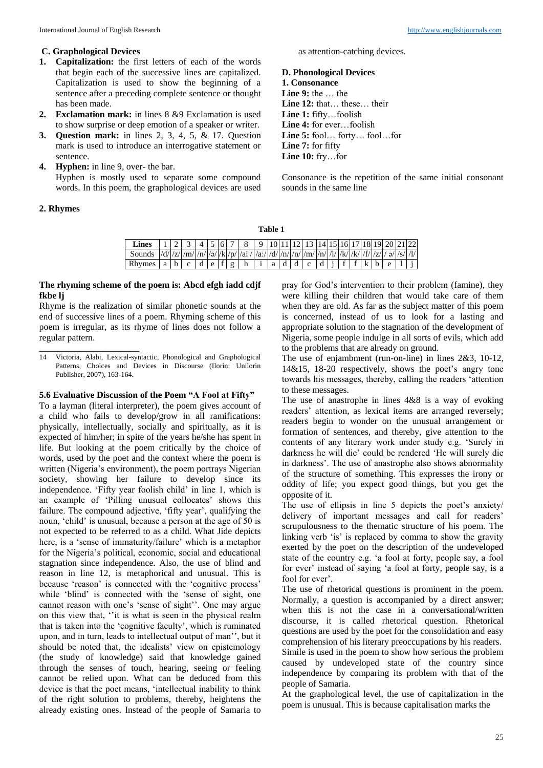### C. Graphological Devices

1. **Capitalization:** the first letters of each of the words that begin each of the successive lines are capitalized. Capitalization is used to show the beginning of a sentence after a preceding complete sentence or thought has been made.
2. **Exclamation mark:** in lines 8 &9 Exclamation is used to show surprise or deep emotion of a speaker or writer.
3. **Question mark:** in lines 2, 3, 4, 5, & 17. Question mark is used to introduce an interrogative statement or sentence.
4. **Hyphen:** in line 9, over- the bar.
   Hyphen is mostly used to separate some compound words. In this poem, the graphological devices are used as attention-catching devices.

### D. Phonological Devices

**1. Consonance**

**Line 9:** the … the
**Line 12:** that… these… their
**Line 1:** fifty…foolish
**Line 4:** for ever…foolish
**Line 5:** fool… forty… fool…for
**Line 7:** for fifty
**Line 10:** fry…for

Consonance is the repetition of the same initial consonant sounds in the same line

**2. Rhymes**

**Table 1**

| Lines | 1 | 2 | 3 | 4 | 5 | 6 | 7 | 8 | 9 | 10 | 11 | 12 | 13 | 14 | 15 | 16 | 17 | 18 | 19 | 20 | 21 | 22 |
|---|---|---|---|---|---|---|---|---|---|---|---|---|---|---|---|---|---|---|---|---|---|---|
| Sounds | /d/ | /z/ | /m/ | /n/ | /ə/ | /k/ | /p/ | /ai / | /a:/ | /d/ | /n/ | /n/ | /m/ | /n/ | /l/ | /k/ | /k/ | /f/ | /z/ | / ə/ | /s/ | /l/ |
| Rhymes | a | b | c | d | e | f | g | h | i | a | d | d | c | d | j | f | f | k | b | e | l | j |

**The rhyming scheme of the poem is: Abcd efgh iadd cdjf fkbe lj**

Rhyme is the realization of similar phonetic sounds at the end of successive lines of a poem. Rhyming scheme of this poem is irregular, as its rhyme of lines does not follow a regular pattern.

14 Victoria, Alabi, Lexical-syntactic, Phonological and Graphological Patterns, Choices and Devices in Discourse (Ilorin: Unilorin Publisher, 2007), 163-164.

### 5.6 Evaluative Discussion of the Poem "A Fool at Fifty"

To a layman (literal interpreter), the poem gives account of a child who fails to develop/grow in all ramifications: physically, intellectually, socially and spiritually, as it is expected of him/her; in spite of the years he/she has spent in life. But looking at the poem critically by the choice of words, used by the poet and the context where the poem is written (Nigeria's environment), the poem portrays Nigerian society, showing her failure to develop since its independence. 'Fifty year foolish child' in line 1, which is an example of 'Pilling unusual collocates' shows this failure. The compound adjective, 'fifty year', qualifying the noun, 'child' is unusual, because a person at the age of 50 is not expected to be referred to as a child. What Jide depicts here, is a 'sense of immaturity/failure' which is a metaphor for the Nigeria's political, economic, social and educational stagnation since independence. Also, the use of blind and reason in line 12, is metaphorical and unusual. This is because 'reason' is connected with the 'cognitive process' while 'blind' is connected with the 'sense of sight, one cannot reason with one's 'sense of sight''. One may argue on this view that, ''it is what is seen in the physical realm that is taken into the 'cognitive faculty', which is ruminated upon, and in turn, leads to intellectual output of man'', but it should be noted that, the idealists' view on epistemology (the study of knowledge) said that knowledge gained through the senses of touch, hearing, seeing or feeling cannot be relied upon. What can be deduced from this device is that the poet means, 'intellectual inability to think of the right solution to problems, thereby, heightens the already existing ones. Instead of the people of Samaria to pray for God's intervention to their problem (famine), they were killing their children that would take care of them when they are old. As far as the subject matter of this poem is concerned, instead of us to look for a lasting and appropriate solution to the stagnation of the development of Nigeria, some people indulge in all sorts of evils, which add to the problems that are already on ground.

The use of enjambment (run-on-line) in lines 2&3, 10-12, 14&15, 18-20 respectively, shows the poet's angry tone towards his messages, thereby, calling the readers 'attention to these messages.

The use of anastrophe in lines 4&8 is a way of evoking readers' attention, as lexical items are arranged reversely; readers begin to wonder on the unusual arrangement or formation of sentences, and thereby, give attention to the contents of any literary work under study e.g. 'Surely in darkness he will die' could be rendered 'He will surely die in darkness'. The use of anastrophe also shows abnormality of the structure of something. This expresses the irony or oddity of life; you expect good things, but you get the opposite of it.

The use of ellipsis in line 5 depicts the poet's anxiety/ delivery of important messages and call for readers' scrupulousness to the thematic structure of his poem. The linking verb 'is' is replaced by comma to show the gravity exerted by the poet on the description of the undeveloped state of the country e.g. 'a fool at forty, people say, a fool for ever' instead of saying 'a fool at forty, people say, is a fool for ever'.

The use of rhetorical questions is prominent in the poem. Normally, a question is accompanied by a direct answer; when this is not the case in a conversational/written discourse, it is called rhetorical question. Rhetorical questions are used by the poet for the consolidation and easy comprehension of his literary preoccupations by his readers.

Simile is used in the poem to show how serious the problem caused by undeveloped state of the country since independence by comparing its problem with that of the people of Samaria.

At the graphological level, the use of capitalization in the poem is unusual. This is because capitalisation marks the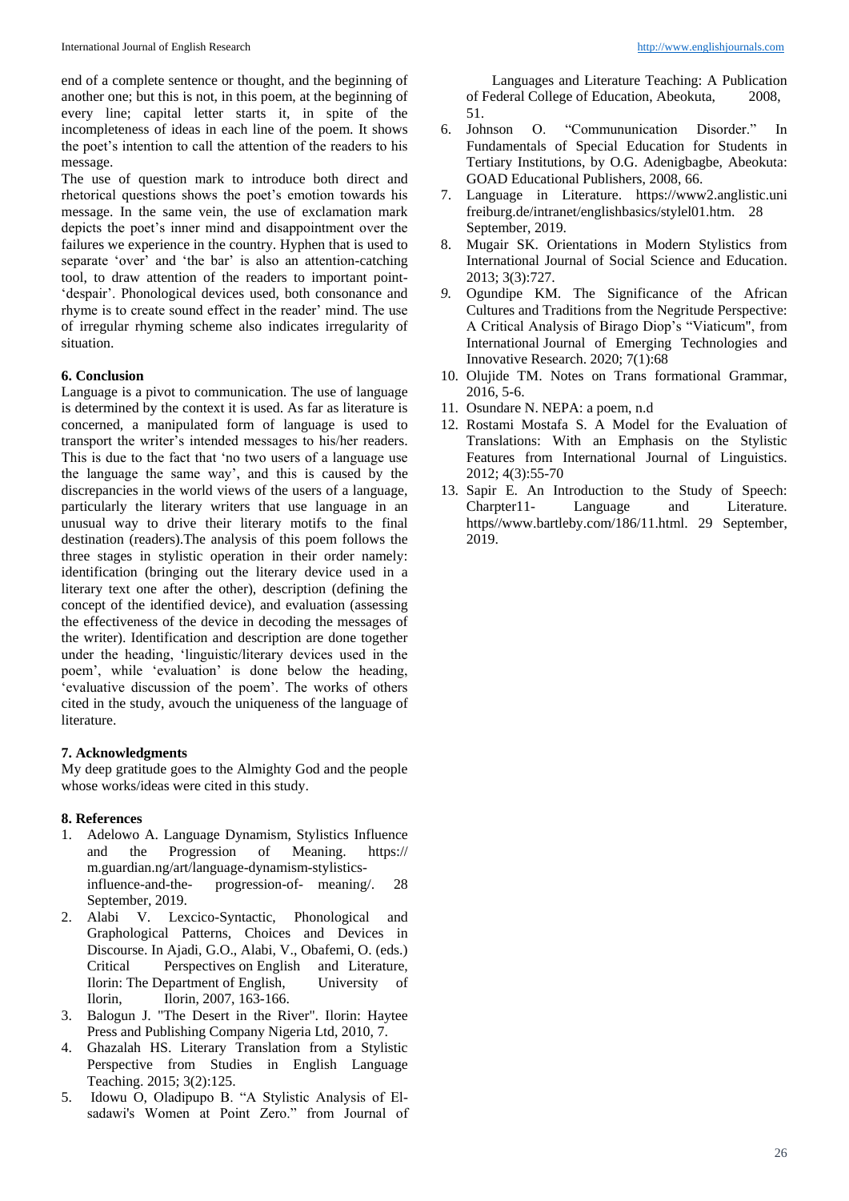end of a complete sentence or thought, and the beginning of another one; but this is not, in this poem, at the beginning of every line; capital letter starts it, in spite of the incompleteness of ideas in each line of the poem. It shows the poet's intention to call the attention of the readers to his message.

The use of question mark to introduce both direct and rhetorical questions shows the poet's emotion towards his message. In the same vein, the use of exclamation mark depicts the poet's inner mind and disappointment over the failures we experience in the country. Hyphen that is used to separate 'over' and 'the bar' is also an attention-catching tool, to draw attention of the readers to important point- 'despair'. Phonological devices used, both consonance and rhyme is to create sound effect in the reader' mind. The use of irregular rhyming scheme also indicates irregularity of situation.

## 6. Conclusion

Language is a pivot to communication. The use of language is determined by the context it is used. As far as literature is concerned, a manipulated form of language is used to transport the writer's intended messages to his/her readers. This is due to the fact that 'no two users of a language use the language the same way', and this is caused by the discrepancies in the world views of the users of a language, particularly the literary writers that use language in an unusual way to drive their literary motifs to the final destination (readers).The analysis of this poem follows the three stages in stylistic operation in their order namely: identification (bringing out the literary device used in a literary text one after the other), description (defining the concept of the identified device), and evaluation (assessing the effectiveness of the device in decoding the messages of the writer). Identification and description are done together under the heading, 'linguistic/literary devices used in the poem', while 'evaluation' is done below the heading, 'evaluative discussion of the poem'. The works of others cited in the study, avouch the uniqueness of the language of literature.

## 7. Acknowledgments

My deep gratitude goes to the Almighty God and the people whose works/ideas were cited in this study.

## 8. References

1. Adelowo A. Language Dynamism, Stylistics Influence and the Progression of Meaning. https:// m.guardian.ng/art/language-dynamism-stylistics-influence-and-the- progression-of- meaning/. 28 September, 2019.
2. Alabi V. Lexcico-Syntactic, Phonological and Graphological Patterns, Choices and Devices in Discourse. In Ajadi, G.O., Alabi, V., Obafemi, O. (eds.) Critical Perspectives on English and Literature, Ilorin: The Department of English, University of Ilorin, Ilorin, 2007, 163-166.
3. Balogun J. "The Desert in the River". Ilorin: Haytee Press and Publishing Company Nigeria Ltd, 2010, 7.
4. Ghazalah HS. Literary Translation from a Stylistic Perspective from Studies in English Language Teaching. 2015; 3(2):125.
5. Idowu O, Oladipupo B. "A Stylistic Analysis of El-sadawi's Women at Point Zero." from Journal of Languages and Literature Teaching: A Publication of Federal College of Education, Abeokuta, 2008, 51.
6. Johnson O. "Commununication Disorder." In Fundamentals of Special Education for Students in Tertiary Institutions, by O.G. Adenigbagbe, Abeokuta: GOAD Educational Publishers, 2008, 66.
7. Language in Literature. https://www2.anglistic.uni freiburg.de/intranet/englishbasics/stylel01.htm. 28 September, 2019.
8. Mugair SK. Orientations in Modern Stylistics from International Journal of Social Science and Education. 2013; 3(3):727.
9. Ogundipe KM. The Significance of the African Cultures and Traditions from the Negritude Perspective: A Critical Analysis of Birago Diop's "Viaticum", from International Journal of Emerging Technologies and Innovative Research. 2020; 7(1):68
10. Olujide TM. Notes on Trans formational Grammar, 2016, 5-6.
11. Osundare N. NEPA: a poem, n.d
12. Rostami Mostafa S. A Model for the Evaluation of Translations: With an Emphasis on the Stylistic Features from International Journal of Linguistics. 2012; 4(3):55-70
13. Sapir E. An Introduction to the Study of Speech: Charpter11- Language and Literature. https//www.bartleby.com/186/11.html. 29 September, 2019.